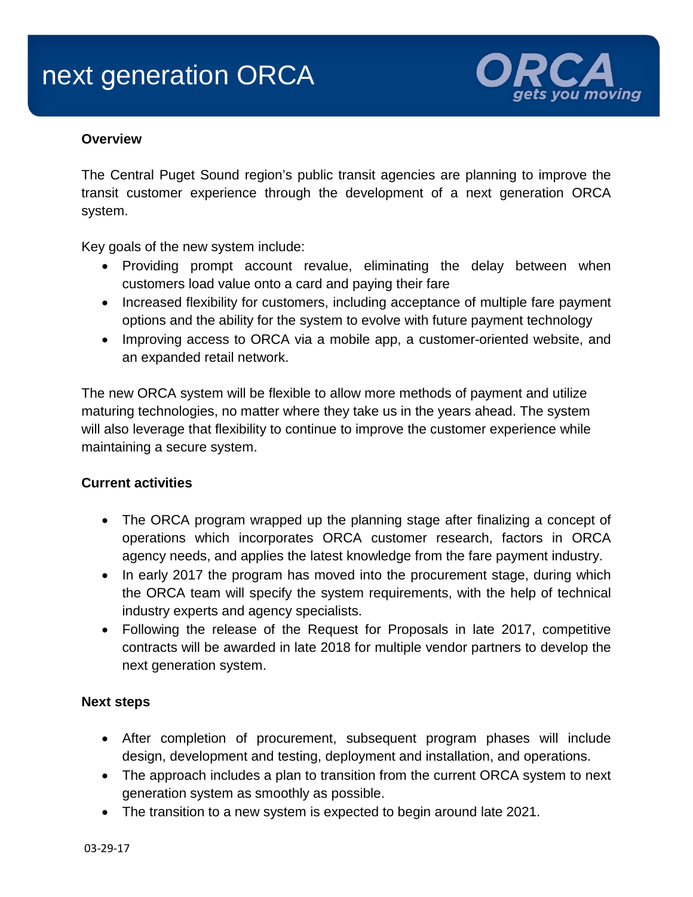# next generation ORCA

ORCA gets you moving

**Overview**

The Central Puget Sound region's public transit agencies are planning to improve the transit customer experience through the development of a next generation ORCA system.

Key goals of the new system include:

- Providing prompt account revalue, eliminating the delay between when customers load value onto a card and paying their fare
- Increased flexibility for customers, including acceptance of multiple fare payment options and the ability for the system to evolve with future payment technology
- Improving access to ORCA via a mobile app, a customer-oriented website, and an expanded retail network.

The new ORCA system will be flexible to allow more methods of payment and utilize maturing technologies, no matter where they take us in the years ahead. The system will also leverage that flexibility to continue to improve the customer experience while maintaining a secure system.

**Current activities**

- The ORCA program wrapped up the planning stage after finalizing a concept of operations which incorporates ORCA customer research, factors in ORCA agency needs, and applies the latest knowledge from the fare payment industry.
- In early 2017 the program has moved into the procurement stage, during which the ORCA team will specify the system requirements, with the help of technical industry experts and agency specialists.
- Following the release of the Request for Proposals in late 2017, competitive contracts will be awarded in late 2018 for multiple vendor partners to develop the next generation system.

**Next steps**

- After completion of procurement, subsequent program phases will include design, development and testing, deployment and installation, and operations.
- The approach includes a plan to transition from the current ORCA system to next generation system as smoothly as possible.
- The transition to a new system is expected to begin around late 2021.

03-29-17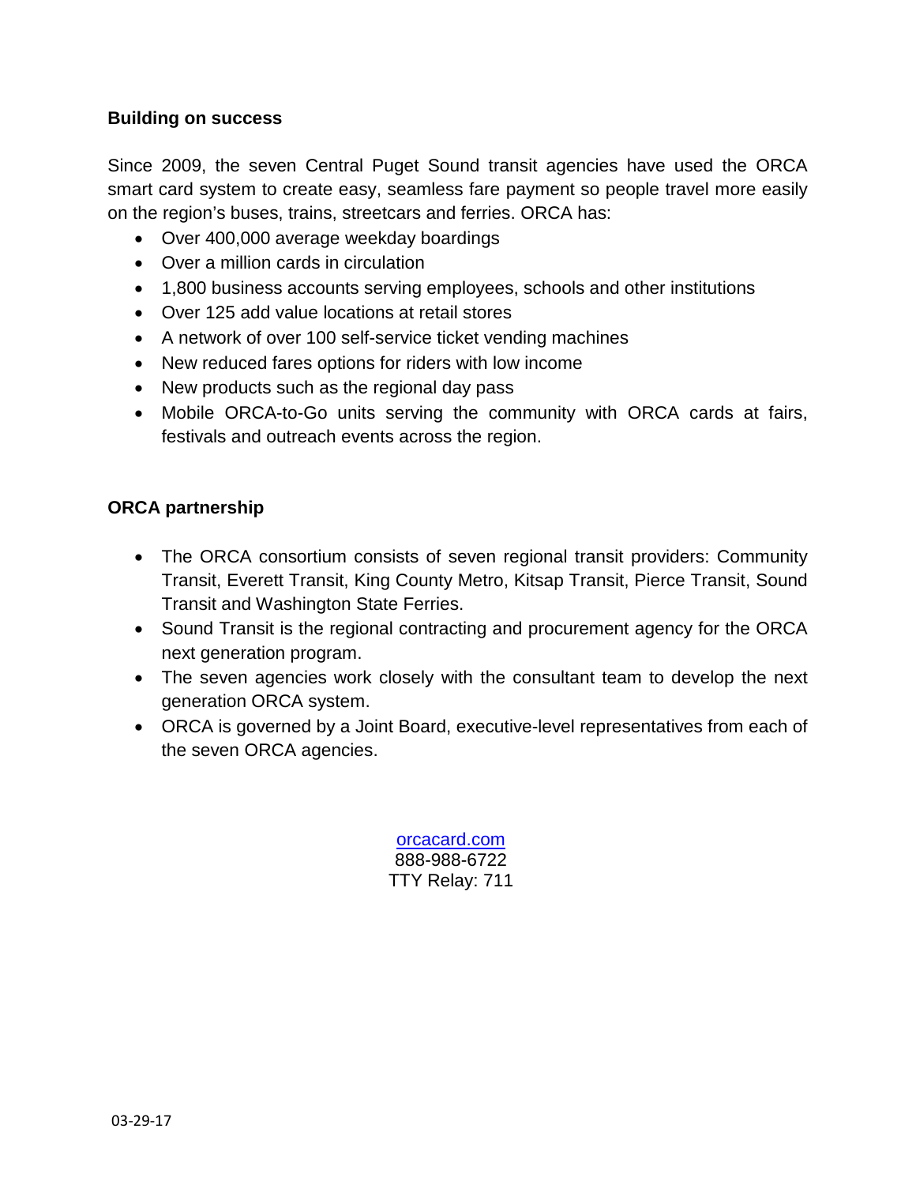## Building on success

Since 2009, the seven Central Puget Sound transit agencies have used the ORCA smart card system to create easy, seamless fare payment so people travel more easily on the region's buses, trains, streetcars and ferries. ORCA has:

- Over 400,000 average weekday boardings
- Over a million cards in circulation
- 1,800 business accounts serving employees, schools and other institutions
- Over 125 add value locations at retail stores
- A network of over 100 self-service ticket vending machines
- New reduced fares options for riders with low income
- New products such as the regional day pass
- Mobile ORCA-to-Go units serving the community with ORCA cards at fairs, festivals and outreach events across the region.

## ORCA partnership

- The ORCA consortium consists of seven regional transit providers: Community Transit, Everett Transit, King County Metro, Kitsap Transit, Pierce Transit, Sound Transit and Washington State Ferries.
- Sound Transit is the regional contracting and procurement agency for the ORCA next generation program.
- The seven agencies work closely with the consultant team to develop the next generation ORCA system.
- ORCA is governed by a Joint Board, executive-level representatives from each of the seven ORCA agencies.

orcacard.com
888-988-6722
TTY Relay: 711

03-29-17